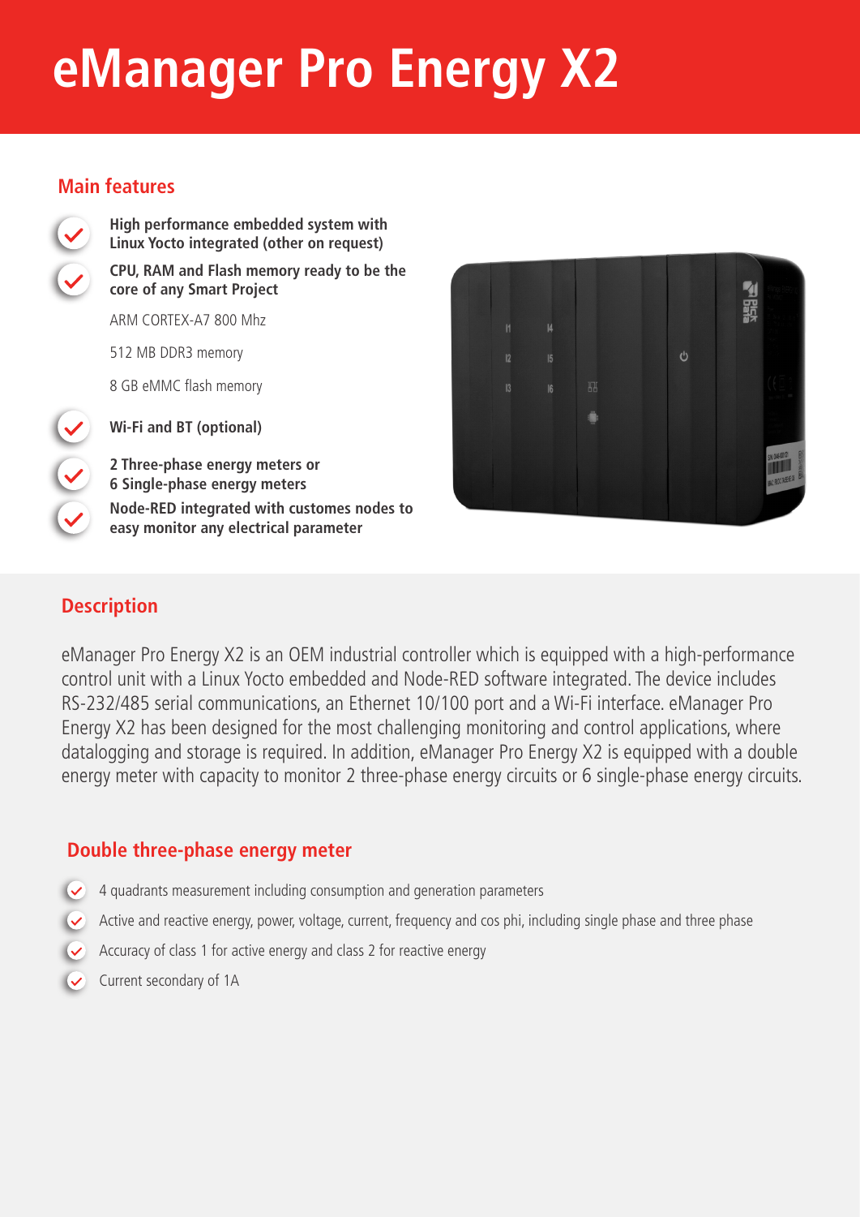# eManager Pro Energy X2

## Main features

- **High performance embedded system with Linux Yocto integrated (other on request)**
- **CPU, RAM and Flash memory ready to be the core of any Smart Project**

  ARM CORTEX-A7 800 Mhz

  512 MB DDR3 memory

  8 GB eMMC flash memory

- **Wi-Fi and BT (optional)**
- **2 Three-phase energy meters or 6 Single-phase energy meters**
- **Node-RED integrated with customes nodes to easy monitor any electrical parameter**

## Description

eManager Pro Energy X2 is an OEM industrial controller which is equipped with a high-performance control unit with a Linux Yocto embedded and Node-RED software integrated. The device includes RS-232/485 serial communications, an Ethernet 10/100 port and a Wi-Fi interface. eManager Pro Energy X2 has been designed for the most challenging monitoring and control applications, where datalogging and storage is required. In addition, eManager Pro Energy X2 is equipped with a double energy meter with capacity to monitor 2 three-phase energy circuits or 6 single-phase energy circuits.

## Double three-phase energy meter

- 4 quadrants measurement including consumption and generation parameters
- Active and reactive energy, power, voltage, current, frequency and cos phi, including single phase and three phase
- Accuracy of class 1 for active energy and class 2 for reactive energy
- Current secondary of 1A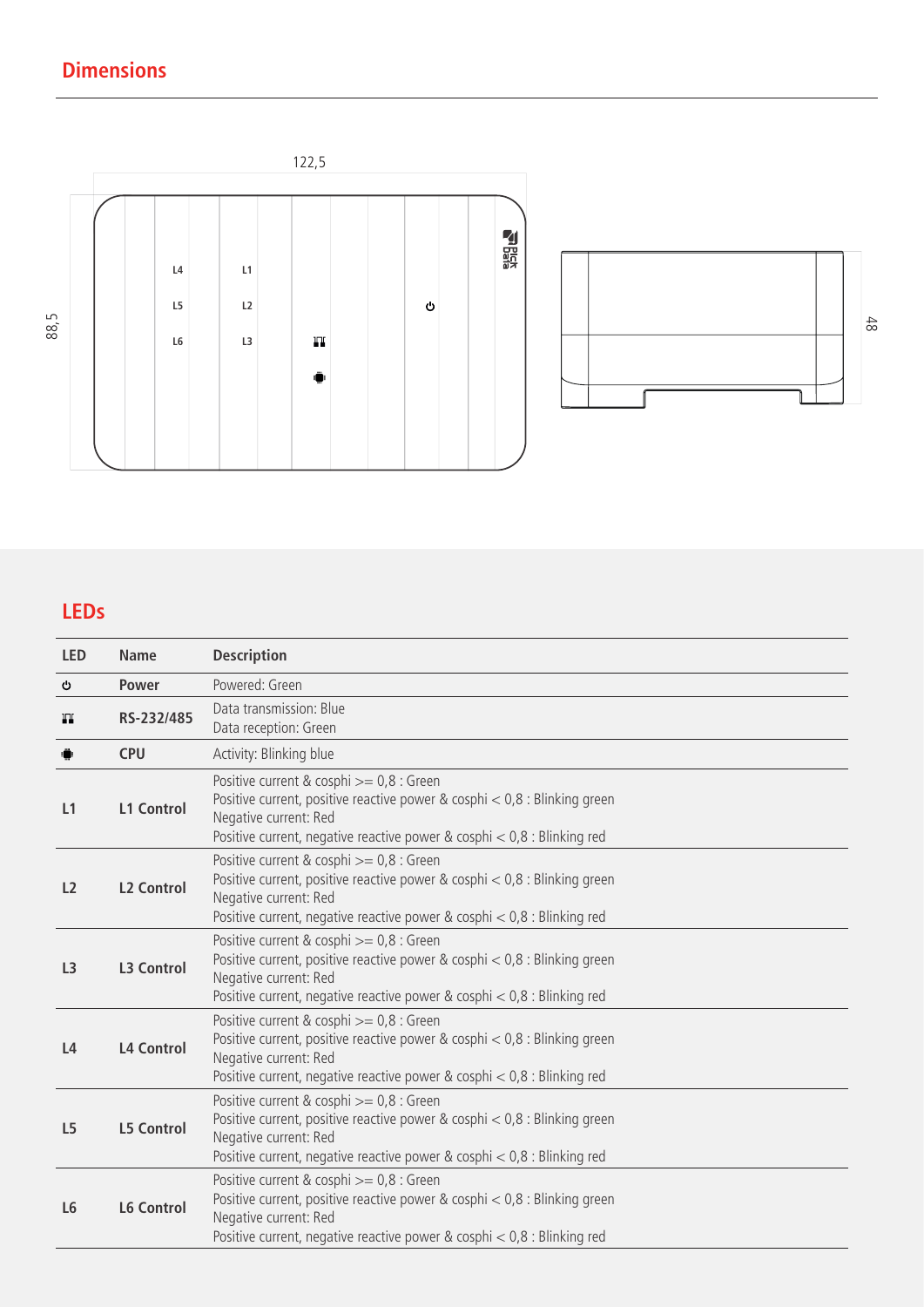## Dimensions

122,5

88,5

48

L4 L1
L5 L2
L6 L3

## LEDs

| LED | Name | Description |
|---|---|---|
| ⏻ | Power | Powered: Green |
|  | RS-232/485 | Data transmission: Blue<br>Data reception: Green |
|  | CPU | Activity: Blinking blue |
| L1 | L1 Control | Positive current & cosphi >= 0,8 : Green<br>Positive current, positive reactive power & cosphi < 0,8 : Blinking green<br>Negative current: Red<br>Positive current, negative reactive power & cosphi < 0,8 : Blinking red |
| L2 | L2 Control | Positive current & cosphi >= 0,8 : Green<br>Positive current, positive reactive power & cosphi < 0,8 : Blinking green<br>Negative current: Red<br>Positive current, negative reactive power & cosphi < 0,8 : Blinking red |
| L3 | L3 Control | Positive current & cosphi >= 0,8 : Green<br>Positive current, positive reactive power & cosphi < 0,8 : Blinking green<br>Negative current: Red<br>Positive current, negative reactive power & cosphi < 0,8 : Blinking red |
| L4 | L4 Control | Positive current & cosphi >= 0,8 : Green<br>Positive current, positive reactive power & cosphi < 0,8 : Blinking green<br>Negative current: Red<br>Positive current, negative reactive power & cosphi < 0,8 : Blinking red |
| L5 | L5 Control | Positive current & cosphi >= 0,8 : Green<br>Positive current, positive reactive power & cosphi < 0,8 : Blinking green<br>Negative current: Red<br>Positive current, negative reactive power & cosphi < 0,8 : Blinking red |
| L6 | L6 Control | Positive current & cosphi >= 0,8 : Green<br>Positive current, positive reactive power & cosphi < 0,8 : Blinking green<br>Negative current: Red<br>Positive current, negative reactive power & cosphi < 0,8 : Blinking red |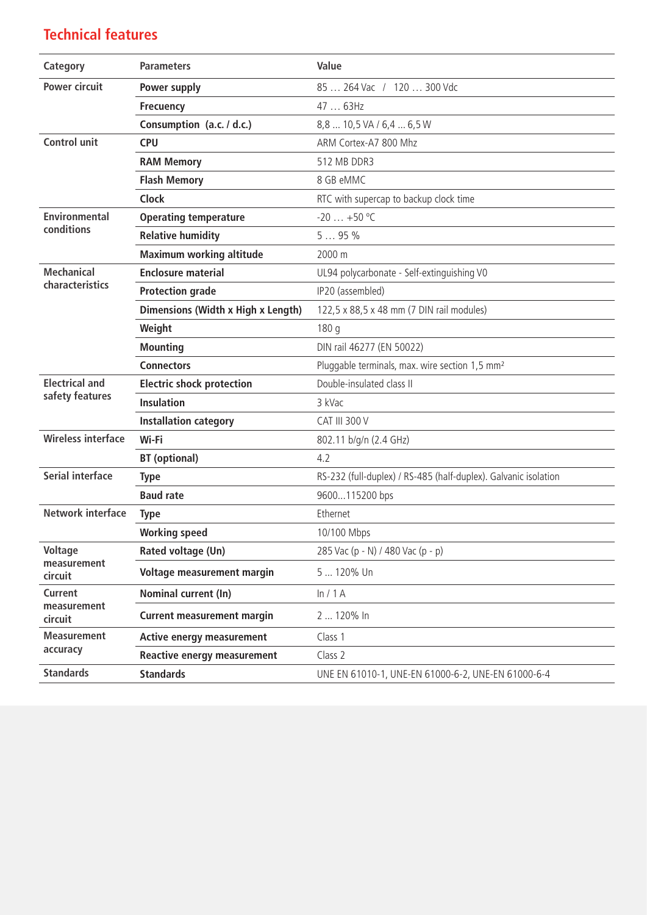## Technical features

| Category | Parameters | Value |
|---|---|---|
| **Power circuit** | **Power supply** | 85 … 264 Vac / 120 … 300 Vdc |
| | **Frecuency** | 47 … 63Hz |
| | **Consumption (a.c. / d.c.)** | 8,8 ... 10,5 VA / 6,4 ... 6,5 W |
| **Control unit** | **CPU** | ARM Cortex-A7 800 Mhz |
| | **RAM Memory** | 512 MB DDR3 |
| | **Flash Memory** | 8 GB eMMC |
| | **Clock** | RTC with supercap to backup clock time |
| **Environmental conditions** | **Operating temperature** | -20 … +50 °C |
| | **Relative humidity** | 5 … 95 % |
| | **Maximum working altitude** | 2000 m |
| **Mechanical characteristics** | **Enclosure material** | UL94 polycarbonate - Self-extinguishing V0 |
| | **Protection grade** | IP20 (assembled) |
| | **Dimensions (Width x High x Length)** | 122,5 x 88,5 x 48 mm (7 DIN rail modules) |
| | **Weight** | 180 g |
| | **Mounting** | DIN rail 46277 (EN 50022) |
| | **Connectors** | Pluggable terminals, max. wire section 1,5 mm² |
| **Electrical and safety features** | **Electric shock protection** | Double-insulated class II |
| | **Insulation** | 3 kVac |
| | **Installation category** | CAT III 300 V |
| **Wireless interface** | **Wi-Fi** | 802.11 b/g/n (2.4 GHz) |
| | **BT (optional)** | 4.2 |
| **Serial interface** | **Type** | RS-232 (full-duplex) / RS-485 (half-duplex). Galvanic isolation |
| | **Baud rate** | 9600...115200 bps |
| **Network interface** | **Type** | Ethernet |
| | **Working speed** | 10/100 Mbps |
| **Voltage measurement circuit** | **Rated voltage (Un)** | 285 Vac (p - N) / 480 Vac (p - p) |
| | **Voltage measurement margin** | 5 ... 120% Un |
| **Current measurement circuit** | **Nominal current (In)** | In / 1 A |
| | **Current measurement margin** | 2 ... 120% In |
| **Measurement accuracy** | **Active energy measurement** | Class 1 |
| | **Reactive energy measurement** | Class 2 |
| **Standards** | **Standards** | UNE EN 61010-1, UNE-EN 61000-6-2, UNE-EN 61000-6-4 |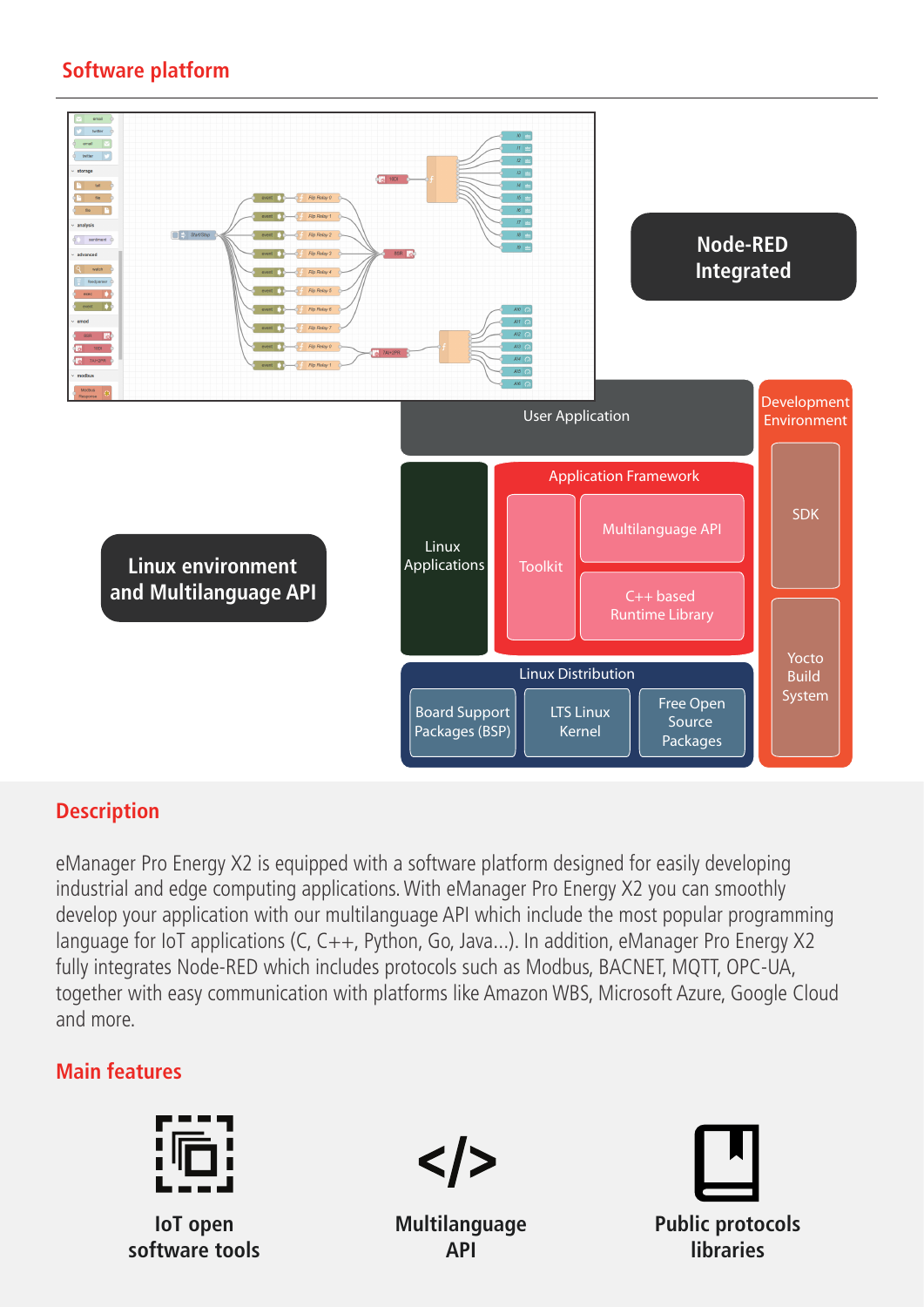## Software platform

Node-RED Integrated

User Application

Development Environment

Application Framework

Linux Applications

Toolkit

Multilanguage API

C++ based Runtime Library

SDK

Linux environment and Multilanguage API

Linux Distribution

Board Support Packages (BSP)

LTS Linux Kernel

Free Open Source Packages

Yocto Build System

## Description

eManager Pro Energy X2 is equipped with a software platform designed for easily developing industrial and edge computing applications. With eManager Pro Energy X2 you can smoothly develop your application with our multilanguage API which include the most popular programming language for IoT applications (C, C++, Python, Go, Java...). In addition, eManager Pro Energy X2 fully integrates Node-RED which includes protocols such as Modbus, BACNET, MQTT, OPC-UA, together with easy communication with platforms like Amazon WBS, Microsoft Azure, Google Cloud and more.

## Main features

**IoT open software tools**

**Multilanguage API**

**Public protocols libraries**